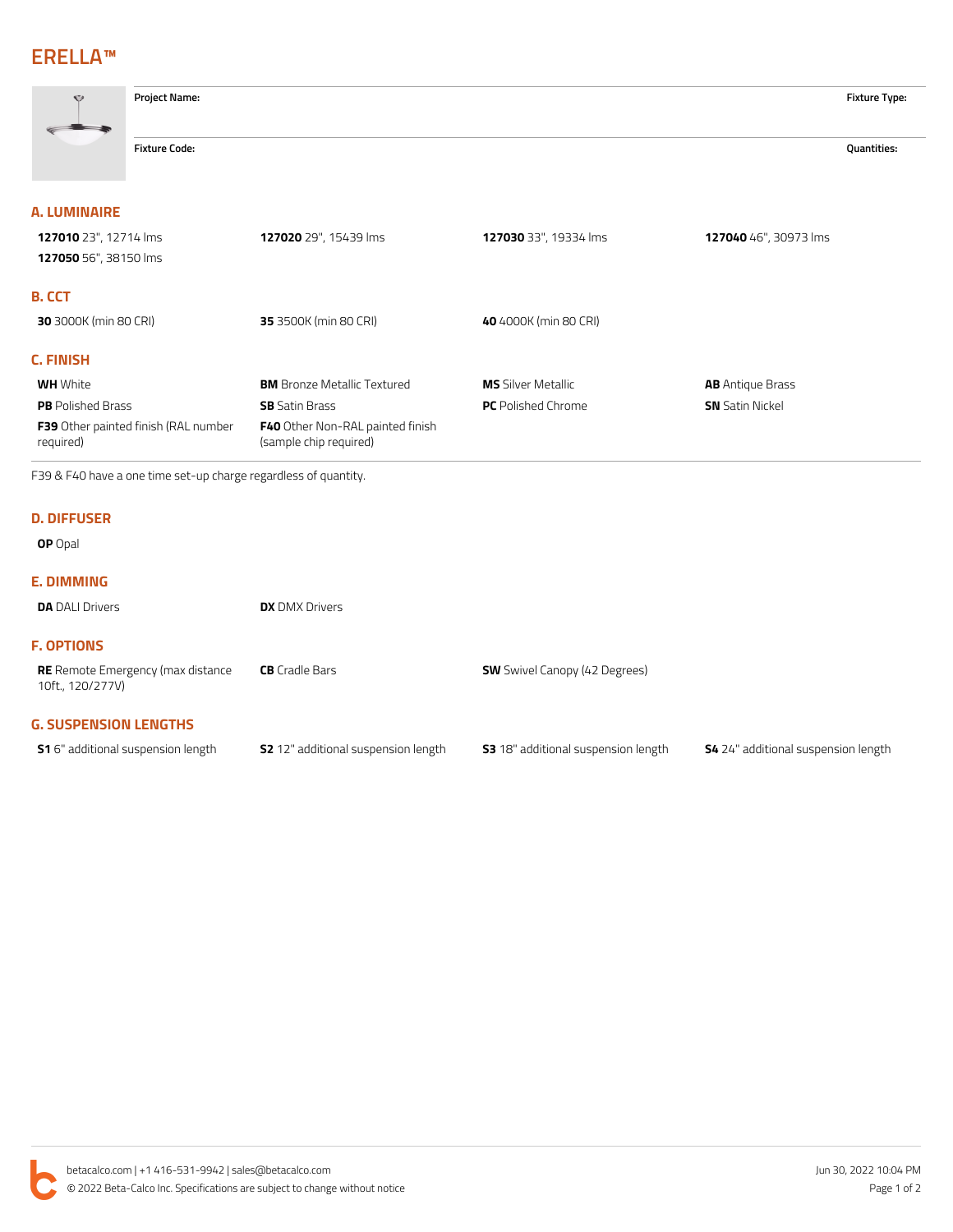# ERELLA™

| Project Name: | Fixture Type: |
|---|---|
| **Fixture Code:** | **Quantities:** |

## A. LUMINAIRE

**127010** 23", 12714 lms
**127020** 29", 15439 lms
**127030** 33", 19334 lms
**127040** 46", 30973 lms
**127050** 56", 38150 lms

## B. CCT

**30** 3000K (min 80 CRI)
**35** 3500K (min 80 CRI)
**40** 4000K (min 80 CRI)

## C. FINISH

**WH** White
**BM** Bronze Metallic Textured
**MS** Silver Metallic
**AB** Antique Brass
**PB** Polished Brass
**SB** Satin Brass
**PC** Polished Chrome
**SN** Satin Nickel
**F39** Other painted finish (RAL number required)
**F40** Other Non-RAL painted finish (sample chip required)

F39 & F40 have a one time set-up charge regardless of quantity.

## D. DIFFUSER

**OP** Opal

## E. DIMMING

**DA** DALI Drivers
**DX** DMX Drivers

## F. OPTIONS

**RE** Remote Emergency (max distance 10ft., 120/277V)
**CB** Cradle Bars
**SW** Swivel Canopy (42 Degrees)

## G. SUSPENSION LENGTHS

**S1** 6" additional suspension length
**S2** 12" additional suspension length
**S3** 18" additional suspension length
**S4** 24" additional suspension length

betacalco.com | +1 416-531-9942 | sales@betacalco.com
© 2022 Beta-Calco Inc. Specifications are subject to change without notice
Jun 30, 2022 10:04 PM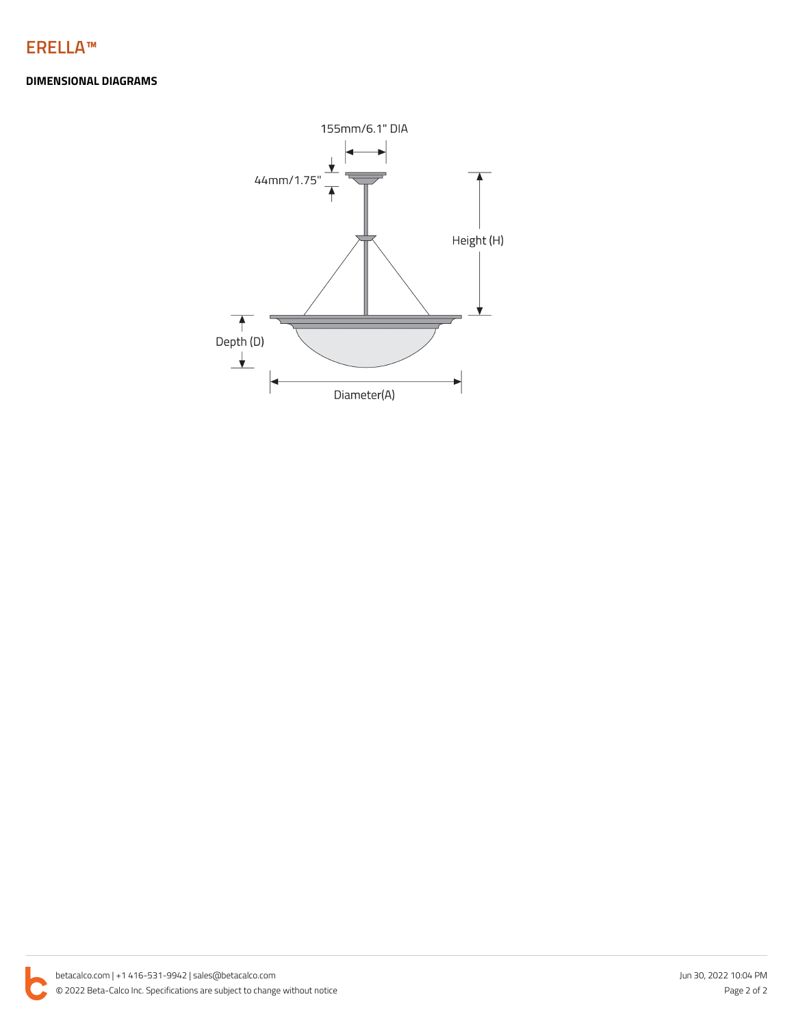# ERELLA™

**DIMENSIONAL DIAGRAMS**

155mm/6.1" DIA

44mm/1.75"

Height (H)

Depth (D)

Diameter(A)

betacalco.com | +1 416-531-9942 | sales@betacalco.com

© 2022 Beta-Calco Inc. Specifications are subject to change without notice

Jun 30, 2022 10:04 PM